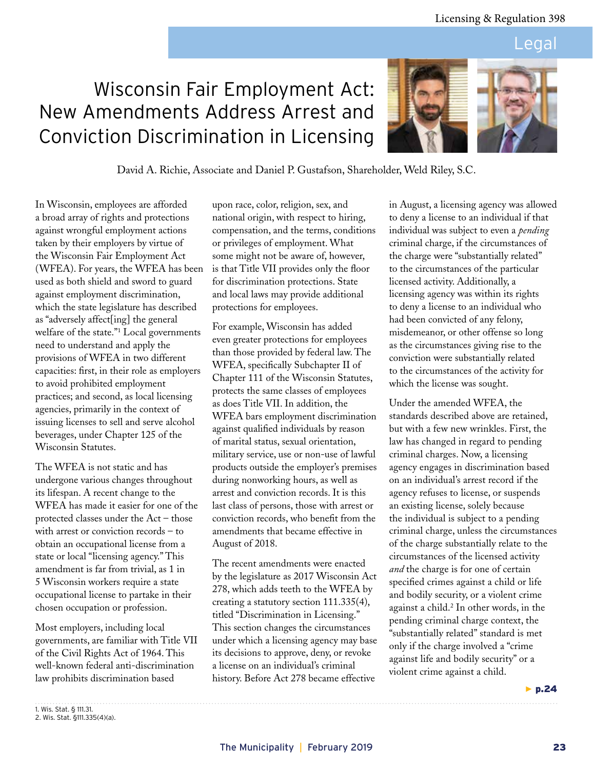Legal

# Wisconsin Fair Employment Act: New Amendments Address Arrest and Conviction Discrimination in Licensing

David A. Richie, Associate and Daniel P. Gustafson, Shareholder, Weld Riley, S.C.

In Wisconsin, employees are afforded a broad array of rights and protections against wrongful employment actions taken by their employers by virtue of the Wisconsin Fair Employment Act (WFEA). For years, the WFEA has been used as both shield and sword to guard against employment discrimination, which the state legislature has described as "adversely affect[ing] the general welfare of the state."[1] Local governments need to understand and apply the provisions of WFEA in two different capacities: first, in their role as employers to avoid prohibited employment practices; and second, as local licensing agencies, primarily in the context of issuing licenses to sell and serve alcohol beverages, under Chapter 125 of the Wisconsin Statutes.

The WFEA is not static and has undergone various changes throughout its lifespan. A recent change to the WFEA has made it easier for one of the protected classes under the Act – those with arrest or conviction records – to obtain an occupational license from a state or local "licensing agency." This amendment is far from trivial, as 1 in 5 Wisconsin workers require a state occupational license to partake in their chosen occupation or profession.

Most employers, including local governments, are familiar with Title VII of the Civil Rights Act of 1964. This well-known federal anti-discrimination law prohibits discrimination based upon race, color, religion, sex, and national origin, with respect to hiring, compensation, and the terms, conditions or privileges of employment. What some might not be aware of, however, is that Title VII provides only the floor for discrimination protections. State and local laws may provide additional protections for employees.

For example, Wisconsin has added even greater protections for employees than those provided by federal law. The WFEA, specifically Subchapter II of Chapter 111 of the Wisconsin Statutes, protects the same classes of employees as does Title VII. In addition, the WFEA bars employment discrimination against qualified individuals by reason of marital status, sexual orientation, military service, use or non-use of lawful products outside the employer's premises during nonworking hours, as well as arrest and conviction records. It is this last class of persons, those with arrest or conviction records, who benefit from the amendments that became effective in August of 2018.

The recent amendments were enacted by the legislature as 2017 Wisconsin Act 278, which adds teeth to the WFEA by creating a statutory section 111.335(4), titled "Discrimination in Licensing." This section changes the circumstances under which a licensing agency may base its decisions to approve, deny, or revoke a license on an individual's criminal history. Before Act 278 became effective in August, a licensing agency was allowed to deny a license to an individual if that individual was subject to even a *pending* criminal charge, if the circumstances of the charge were "substantially related" to the circumstances of the particular licensed activity. Additionally, a licensing agency was within its rights to deny a license to an individual who had been convicted of any felony, misdemeanor, or other offense so long as the circumstances giving rise to the conviction were substantially related to the circumstances of the activity for which the license was sought.

Under the amended WFEA, the standards described above are retained, but with a few new wrinkles. First, the law has changed in regard to pending criminal charges. Now, a licensing agency engages in discrimination based on an individual's arrest record if the agency refuses to license, or suspends an existing license, solely because the individual is subject to a pending criminal charge, unless the circumstances of the charge substantially relate to the circumstances of the licensed activity *and* the charge is for one of certain specified crimes against a child or life and bodily security, or a violent crime against a child.[2] In other words, in the pending criminal charge context, the "substantially related" standard is met only if the charge involved a "crime against life and bodily security" or a violent crime against a child.

► p.24

1. Wis. Stat. § 111.31.
2. Wis. Stat. §111.335(4)(a).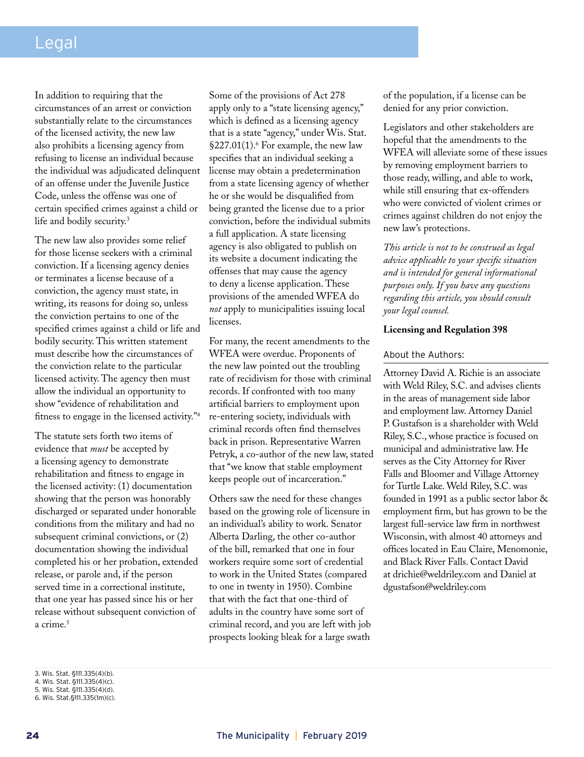In addition to requiring that the circumstances of an arrest or conviction substantially relate to the circumstances of the licensed activity, the new law also prohibits a licensing agency from refusing to license an individual because the individual was adjudicated delinquent of an offense under the Juvenile Justice Code, unless the offense was one of certain specified crimes against a child or life and bodily security.[3]

The new law also provides some relief for those license seekers with a criminal conviction. If a licensing agency denies or terminates a license because of a conviction, the agency must state, in writing, its reasons for doing so, unless the conviction pertains to one of the specified crimes against a child or life and bodily security. This written statement must describe how the circumstances of the conviction relate to the particular licensed activity. The agency then must allow the individual an opportunity to show "evidence of rehabilitation and fitness to engage in the licensed activity."[4]

The statute sets forth two items of evidence that *must* be accepted by a licensing agency to demonstrate rehabilitation and fitness to engage in the licensed activity: (1) documentation showing that the person was honorably discharged or separated under honorable conditions from the military and had no subsequent criminal convictions, or (2) documentation showing the individual completed his or her probation, extended release, or parole and, if the person served time in a correctional institute, that one year has passed since his or her release without subsequent conviction of a crime.[5]

Some of the provisions of Act 278 apply only to a "state licensing agency," which is defined as a licensing agency that is a state "agency," under Wis. Stat. §227.01(1).[6] For example, the new law specifies that an individual seeking a license may obtain a predetermination from a state licensing agency of whether he or she would be disqualified from being granted the license due to a prior conviction, before the individual submits a full application. A state licensing agency is also obligated to publish on its website a document indicating the offenses that may cause the agency to deny a license application. These provisions of the amended WFEA do *not* apply to municipalities issuing local licenses.

For many, the recent amendments to the WFEA were overdue. Proponents of the new law pointed out the troubling rate of recidivism for those with criminal records. If confronted with too many artificial barriers to employment upon re-entering society, individuals with criminal records often find themselves back in prison. Representative Warren Petryk, a co-author of the new law, stated that "we know that stable employment keeps people out of incarceration."

Others saw the need for these changes based on the growing role of licensure in an individual's ability to work. Senator Alberta Darling, the other co-author of the bill, remarked that one in four workers require some sort of credential to work in the United States (compared to one in twenty in 1950). Combine that with the fact that one-third of adults in the country have some sort of criminal record, and you are left with job prospects looking bleak for a large swath of the population, if a license can be denied for any prior conviction.

Legislators and other stakeholders are hopeful that the amendments to the WFEA will alleviate some of these issues by removing employment barriers to those ready, willing, and able to work, while still ensuring that ex-offenders who were convicted of violent crimes or crimes against children do not enjoy the new law's protections.

*This article is not to be construed as legal advice applicable to your specific situation and is intended for general informational purposes only. If you have any questions regarding this article, you should consult your legal counsel.*

**Licensing and Regulation 398**

### About the Authors:

Attorney David A. Richie is an associate with Weld Riley, S.C. and advises clients in the areas of management side labor and employment law. Attorney Daniel P. Gustafson is a shareholder with Weld Riley, S.C., whose practice is focused on municipal and administrative law. He serves as the City Attorney for River Falls and Bloomer and Village Attorney for Turtle Lake. Weld Riley, S.C. was founded in 1991 as a public sector labor & employment firm, but has grown to be the largest full-service law firm in northwest Wisconsin, with almost 40 attorneys and offices located in Eau Claire, Menomonie, and Black River Falls. Contact David at drichie@weldriley.com and Daniel at dgustafson@weldriley.com

---

3. Wis. Stat. §111.335(4)(b).
4. Wis. Stat. §111.335(4)(c).
5. Wis. Stat. §111.335(4)(d).
6. Wis. Stat.§111.335(1m)(c).